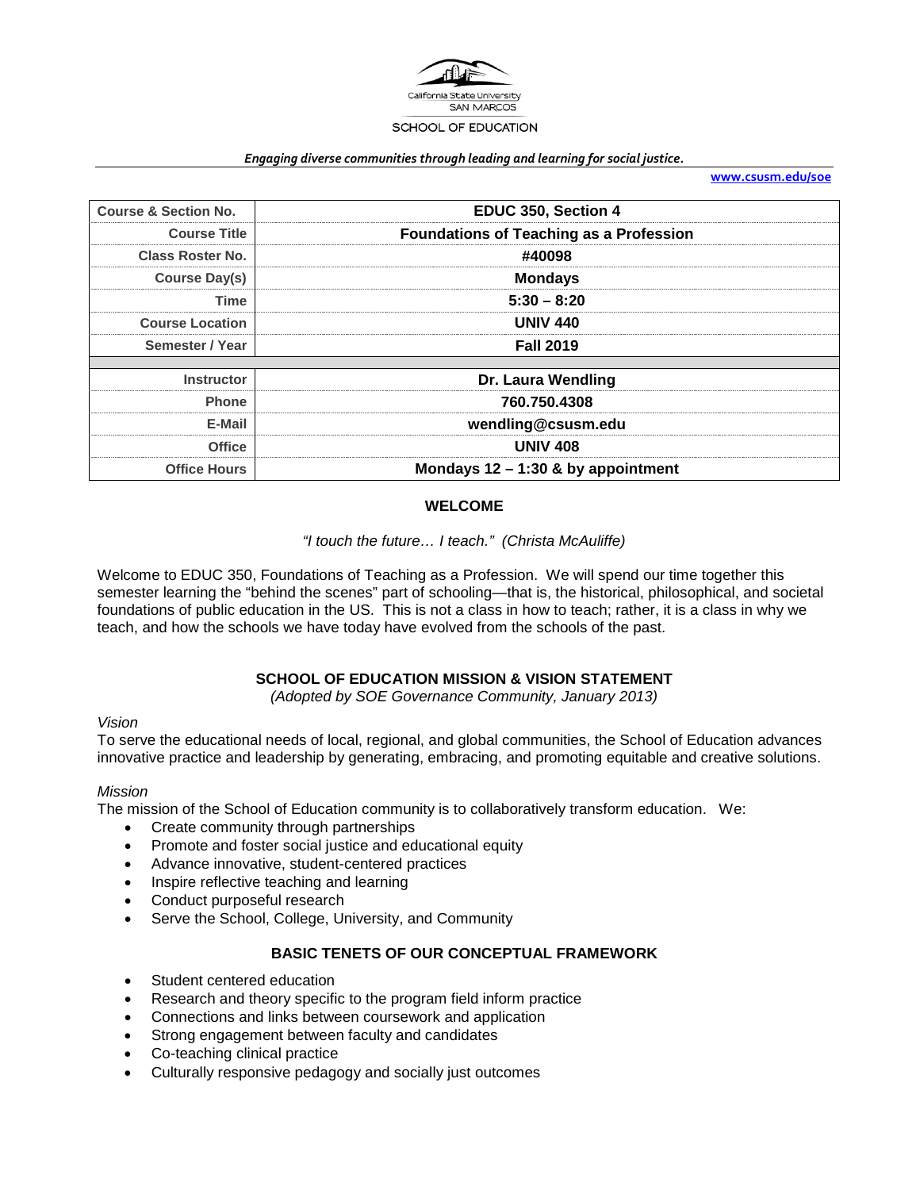California State University SAN MARCOS

SCHOOL OF EDUCATION

*Engaging diverse communities through leading and learning for social justice.*

**www.csusm.edu/soe**

| Course & Section No. | EDUC 350, Section 4 |
|---|---|
| Course Title | Foundations of Teaching as a Profession |
| Class Roster No. | #40098 |
| Course Day(s) | Mondays |
| Time | 5:30 – 8:20 |
| Course Location | UNIV 440 |
| Semester / Year | Fall 2019 |
| | |
| Instructor | Dr. Laura Wendling |
| Phone | 760.750.4308 |
| E-Mail | wendling@csusm.edu |
| Office | UNIV 408 |
| Office Hours | Mondays 12 – 1:30 & by appointment |

## WELCOME

*"I touch the future… I teach." (Christa McAuliffe)*

Welcome to EDUC 350, Foundations of Teaching as a Profession. We will spend our time together this semester learning the "behind the scenes" part of schooling—that is, the historical, philosophical, and societal foundations of public education in the US. This is not a class in how to teach; rather, it is a class in why we teach, and how the schools we have today have evolved from the schools of the past.

## SCHOOL OF EDUCATION MISSION & VISION STATEMENT

*(Adopted by SOE Governance Community, January 2013)*

*Vision*

To serve the educational needs of local, regional, and global communities, the School of Education advances innovative practice and leadership by generating, embracing, and promoting equitable and creative solutions.

*Mission*

The mission of the School of Education community is to collaboratively transform education. We:

- Create community through partnerships
- Promote and foster social justice and educational equity
- Advance innovative, student-centered practices
- Inspire reflective teaching and learning
- Conduct purposeful research
- Serve the School, College, University, and Community

## BASIC TENETS OF OUR CONCEPTUAL FRAMEWORK

- Student centered education
- Research and theory specific to the program field inform practice
- Connections and links between coursework and application
- Strong engagement between faculty and candidates
- Co-teaching clinical practice
- Culturally responsive pedagogy and socially just outcomes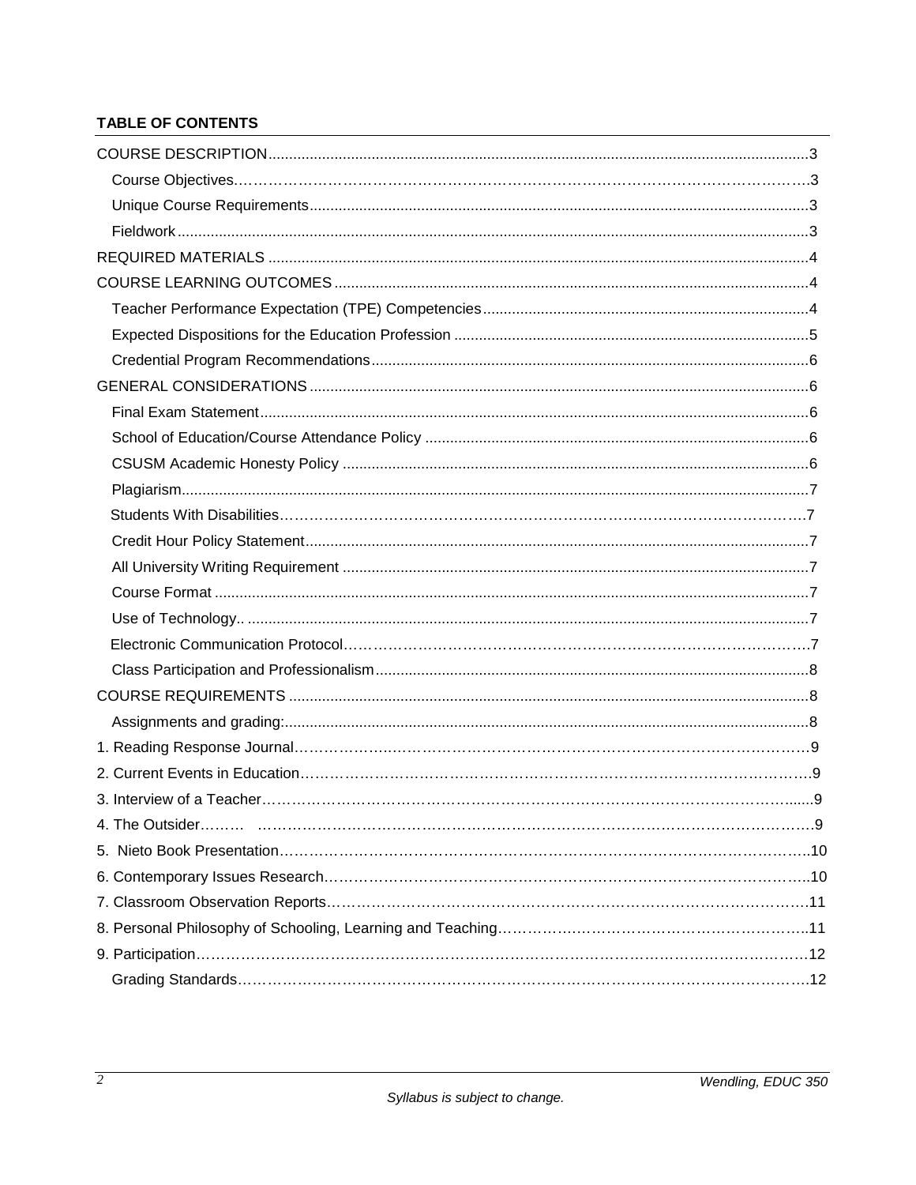**TABLE OF CONTENTS**

| | |
|---|---|
| COURSE DESCRIPTION | 3 |
| Course Objectives | 3 |
| Unique Course Requirements | 3 |
| Fieldwork | 3 |
| REQUIRED MATERIALS | 4 |
| COURSE LEARNING OUTCOMES | 4 |
| Teacher Performance Expectation (TPE) Competencies | 4 |
| Expected Dispositions for the Education Profession | 5 |
| Credential Program Recommendations | 6 |
| GENERAL CONSIDERATIONS | 6 |
| Final Exam Statement | 6 |
| School of Education/Course Attendance Policy | 6 |
| CSUSM Academic Honesty Policy | 6 |
| Plagiarism | 7 |
| Students With Disabilities | 7 |
| Credit Hour Policy Statement | 7 |
| All University Writing Requirement | 7 |
| Course Format | 7 |
| Use of Technology | 7 |
| Electronic Communication Protocol | 7 |
| Class Participation and Professionalism | 8 |
| COURSE REQUIREMENTS | 8 |
| Assignments and grading: | 8 |
| 1. Reading Response Journal | 9 |
| 2. Current Events in Education | 9 |
| 3. Interview of a Teacher | 9 |
| 4. The Outsider | 9 |
| 5. Nieto Book Presentation | 10 |
| 6. Contemporary Issues Research | 10 |
| 7. Classroom Observation Reports | 11 |
| 8. Personal Philosophy of Schooling, Learning and Teaching | 11 |
| 9. Participation | 12 |
| Grading Standards | 12 |

*Syllabus is subject to change.*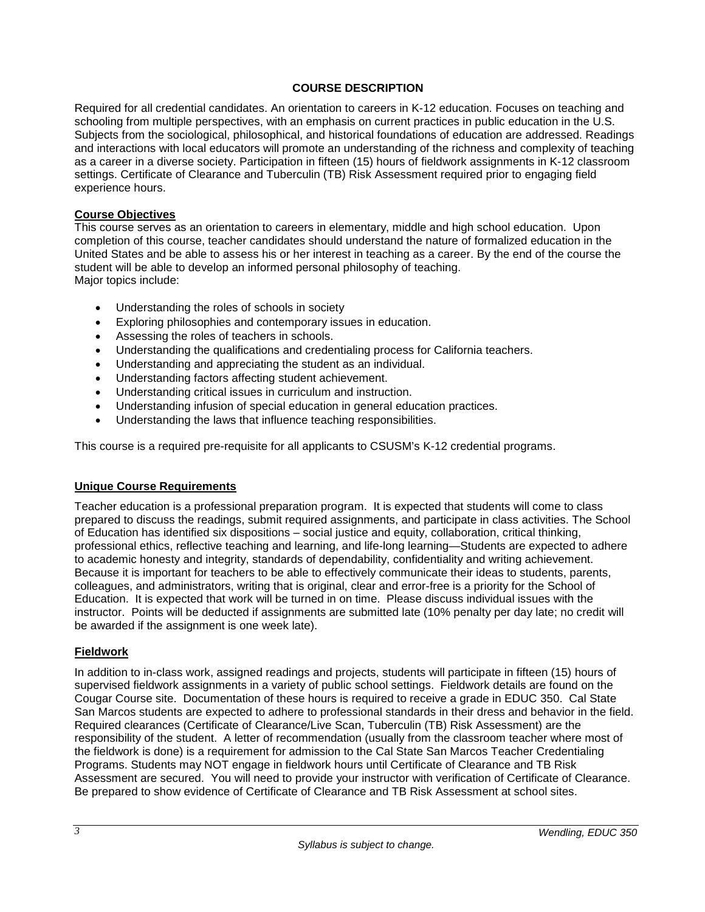## COURSE DESCRIPTION

Required for all credential candidates. An orientation to careers in K-12 education. Focuses on teaching and schooling from multiple perspectives, with an emphasis on current practices in public education in the U.S. Subjects from the sociological, philosophical, and historical foundations of education are addressed. Readings and interactions with local educators will promote an understanding of the richness and complexity of teaching as a career in a diverse society. Participation in fifteen (15) hours of fieldwork assignments in K-12 classroom settings. Certificate of Clearance and Tuberculin (TB) Risk Assessment required prior to engaging field experience hours.

### Course Objectives

This course serves as an orientation to careers in elementary, middle and high school education. Upon completion of this course, teacher candidates should understand the nature of formalized education in the United States and be able to assess his or her interest in teaching as a career. By the end of the course the student will be able to develop an informed personal philosophy of teaching.
Major topics include:

- Understanding the roles of schools in society
- Exploring philosophies and contemporary issues in education.
- Assessing the roles of teachers in schools.
- Understanding the qualifications and credentialing process for California teachers.
- Understanding and appreciating the student as an individual.
- Understanding factors affecting student achievement.
- Understanding critical issues in curriculum and instruction.
- Understanding infusion of special education in general education practices.
- Understanding the laws that influence teaching responsibilities.

This course is a required pre-requisite for all applicants to CSUSM's K-12 credential programs.

### Unique Course Requirements

Teacher education is a professional preparation program. It is expected that students will come to class prepared to discuss the readings, submit required assignments, and participate in class activities. The School of Education has identified six dispositions – social justice and equity, collaboration, critical thinking, professional ethics, reflective teaching and learning, and life-long learning—Students are expected to adhere to academic honesty and integrity, standards of dependability, confidentiality and writing achievement. Because it is important for teachers to be able to effectively communicate their ideas to students, parents, colleagues, and administrators, writing that is original, clear and error-free is a priority for the School of Education. It is expected that work will be turned in on time. Please discuss individual issues with the instructor. Points will be deducted if assignments are submitted late (10% penalty per day late; no credit will be awarded if the assignment is one week late).

### Fieldwork

In addition to in-class work, assigned readings and projects, students will participate in fifteen (15) hours of supervised fieldwork assignments in a variety of public school settings. Fieldwork details are found on the Cougar Course site. Documentation of these hours is required to receive a grade in EDUC 350. Cal State San Marcos students are expected to adhere to professional standards in their dress and behavior in the field. Required clearances (Certificate of Clearance/Live Scan, Tuberculin (TB) Risk Assessment) are the responsibility of the student. A letter of recommendation (usually from the classroom teacher where most of the fieldwork is done) is a requirement for admission to the Cal State San Marcos Teacher Credentialing Programs. Students may NOT engage in fieldwork hours until Certificate of Clearance and TB Risk Assessment are secured. You will need to provide your instructor with verification of Certificate of Clearance. Be prepared to show evidence of Certificate of Clearance and TB Risk Assessment at school sites.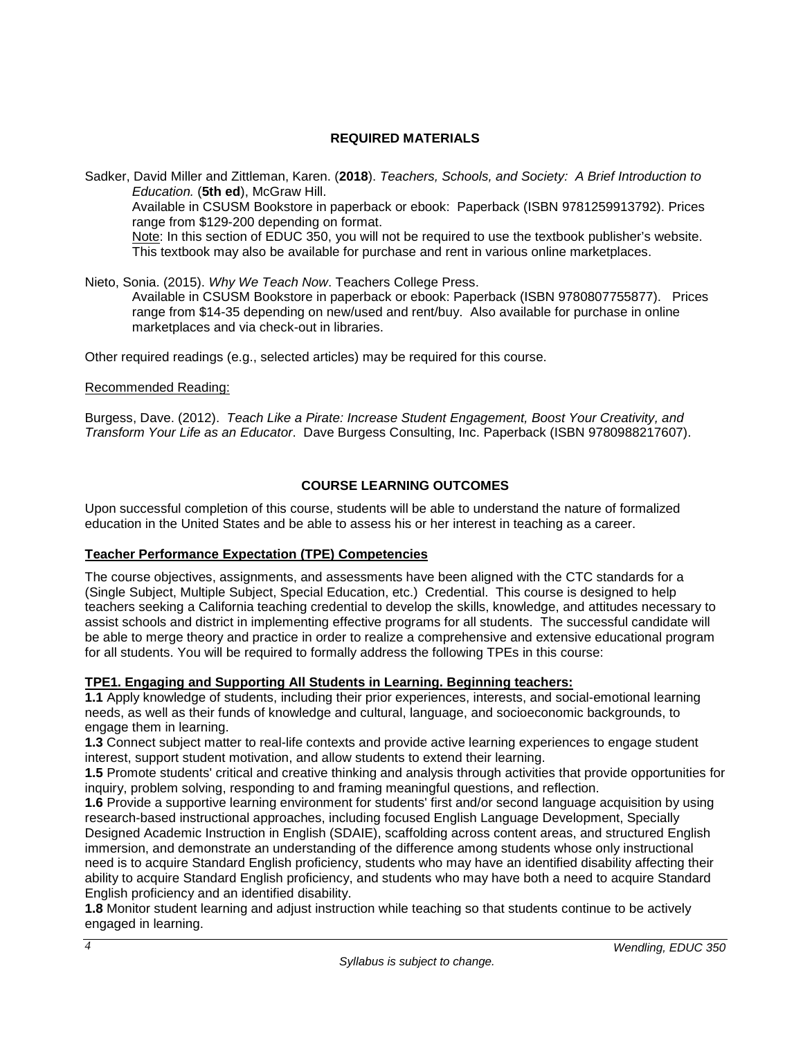## REQUIRED MATERIALS

Sadker, David Miller and Zittleman, Karen. (**2018**). *Teachers, Schools, and Society: A Brief Introduction to Education.* (**5th ed**), McGraw Hill.
Available in CSUSM Bookstore in paperback or ebook: Paperback (ISBN 9781259913792). Prices range from $129-200 depending on format.
Note: In this section of EDUC 350, you will not be required to use the textbook publisher's website. This textbook may also be available for purchase and rent in various online marketplaces.

Nieto, Sonia. (2015). *Why We Teach Now*. Teachers College Press.
Available in CSUSM Bookstore in paperback or ebook: Paperback (ISBN 9780807755877). Prices range from $14-35 depending on new/used and rent/buy. Also available for purchase in online marketplaces and via check-out in libraries.

Other required readings (e.g., selected articles) may be required for this course.

Recommended Reading:

Burgess, Dave. (2012). *Teach Like a Pirate: Increase Student Engagement, Boost Your Creativity, and Transform Your Life as an Educator*. Dave Burgess Consulting, Inc. Paperback (ISBN 9780988217607).

## COURSE LEARNING OUTCOMES

Upon successful completion of this course, students will be able to understand the nature of formalized education in the United States and be able to assess his or her interest in teaching as a career.

### Teacher Performance Expectation (TPE) Competencies

The course objectives, assignments, and assessments have been aligned with the CTC standards for a (Single Subject, Multiple Subject, Special Education, etc.) Credential. This course is designed to help teachers seeking a California teaching credential to develop the skills, knowledge, and attitudes necessary to assist schools and district in implementing effective programs for all students. The successful candidate will be able to merge theory and practice in order to realize a comprehensive and extensive educational program for all students. You will be required to formally address the following TPEs in this course:

### TPE1. Engaging and Supporting All Students in Learning. Beginning teachers:

**1.1** Apply knowledge of students, including their prior experiences, interests, and social-emotional learning needs, as well as their funds of knowledge and cultural, language, and socioeconomic backgrounds, to engage them in learning.

**1.3** Connect subject matter to real-life contexts and provide active learning experiences to engage student interest, support student motivation, and allow students to extend their learning.

**1.5** Promote students' critical and creative thinking and analysis through activities that provide opportunities for inquiry, problem solving, responding to and framing meaningful questions, and reflection.

**1.6** Provide a supportive learning environment for students' first and/or second language acquisition by using research-based instructional approaches, including focused English Language Development, Specially Designed Academic Instruction in English (SDAIE), scaffolding across content areas, and structured English immersion, and demonstrate an understanding of the difference among students whose only instructional need is to acquire Standard English proficiency, students who may have an identified disability affecting their ability to acquire Standard English proficiency, and students who may have both a need to acquire Standard English proficiency and an identified disability.

**1.8** Monitor student learning and adjust instruction while teaching so that students continue to be actively engaged in learning.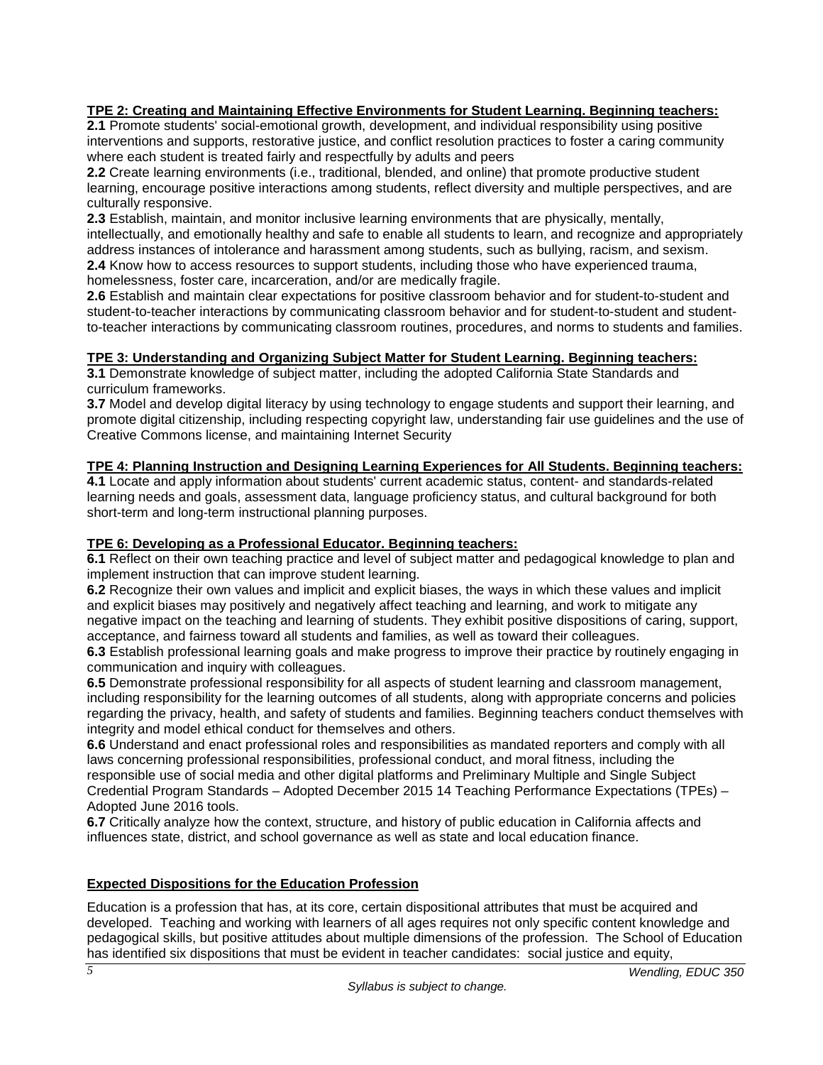**TPE 2: Creating and Maintaining Effective Environments for Student Learning. Beginning teachers:**

**2.1** Promote students' social-emotional growth, development, and individual responsibility using positive interventions and supports, restorative justice, and conflict resolution practices to foster a caring community where each student is treated fairly and respectfully by adults and peers

**2.2** Create learning environments (i.e., traditional, blended, and online) that promote productive student learning, encourage positive interactions among students, reflect diversity and multiple perspectives, and are culturally responsive.

**2.3** Establish, maintain, and monitor inclusive learning environments that are physically, mentally, intellectually, and emotionally healthy and safe to enable all students to learn, and recognize and appropriately address instances of intolerance and harassment among students, such as bullying, racism, and sexism.

**2.4** Know how to access resources to support students, including those who have experienced trauma, homelessness, foster care, incarceration, and/or are medically fragile.

**2.6** Establish and maintain clear expectations for positive classroom behavior and for student-to-student and student-to-teacher interactions by communicating classroom behavior and for student-to-student and student-to-teacher interactions by communicating classroom routines, procedures, and norms to students and families.

**TPE 3: Understanding and Organizing Subject Matter for Student Learning. Beginning teachers:**

**3.1** Demonstrate knowledge of subject matter, including the adopted California State Standards and curriculum frameworks.

**3.7** Model and develop digital literacy by using technology to engage students and support their learning, and promote digital citizenship, including respecting copyright law, understanding fair use guidelines and the use of Creative Commons license, and maintaining Internet Security

**TPE 4: Planning Instruction and Designing Learning Experiences for All Students. Beginning teachers:**

**4.1** Locate and apply information about students' current academic status, content- and standards-related learning needs and goals, assessment data, language proficiency status, and cultural background for both short-term and long-term instructional planning purposes.

**TPE 6: Developing as a Professional Educator. Beginning teachers:**

**6.1** Reflect on their own teaching practice and level of subject matter and pedagogical knowledge to plan and implement instruction that can improve student learning.

**6.2** Recognize their own values and implicit and explicit biases, the ways in which these values and implicit and explicit biases may positively and negatively affect teaching and learning, and work to mitigate any negative impact on the teaching and learning of students. They exhibit positive dispositions of caring, support, acceptance, and fairness toward all students and families, as well as toward their colleagues.

**6.3** Establish professional learning goals and make progress to improve their practice by routinely engaging in communication and inquiry with colleagues.

**6.5** Demonstrate professional responsibility for all aspects of student learning and classroom management, including responsibility for the learning outcomes of all students, along with appropriate concerns and policies regarding the privacy, health, and safety of students and families. Beginning teachers conduct themselves with integrity and model ethical conduct for themselves and others.

**6.6** Understand and enact professional roles and responsibilities as mandated reporters and comply with all laws concerning professional responsibilities, professional conduct, and moral fitness, including the responsible use of social media and other digital platforms and Preliminary Multiple and Single Subject Credential Program Standards – Adopted December 2015 14 Teaching Performance Expectations (TPEs) – Adopted June 2016 tools.

**6.7** Critically analyze how the context, structure, and history of public education in California affects and influences state, district, and school governance as well as state and local education finance.

## Expected Dispositions for the Education Profession

Education is a profession that has, at its core, certain dispositional attributes that must be acquired and developed. Teaching and working with learners of all ages requires not only specific content knowledge and pedagogical skills, but positive attitudes about multiple dimensions of the profession. The School of Education has identified six dispositions that must be evident in teacher candidates: social justice and equity,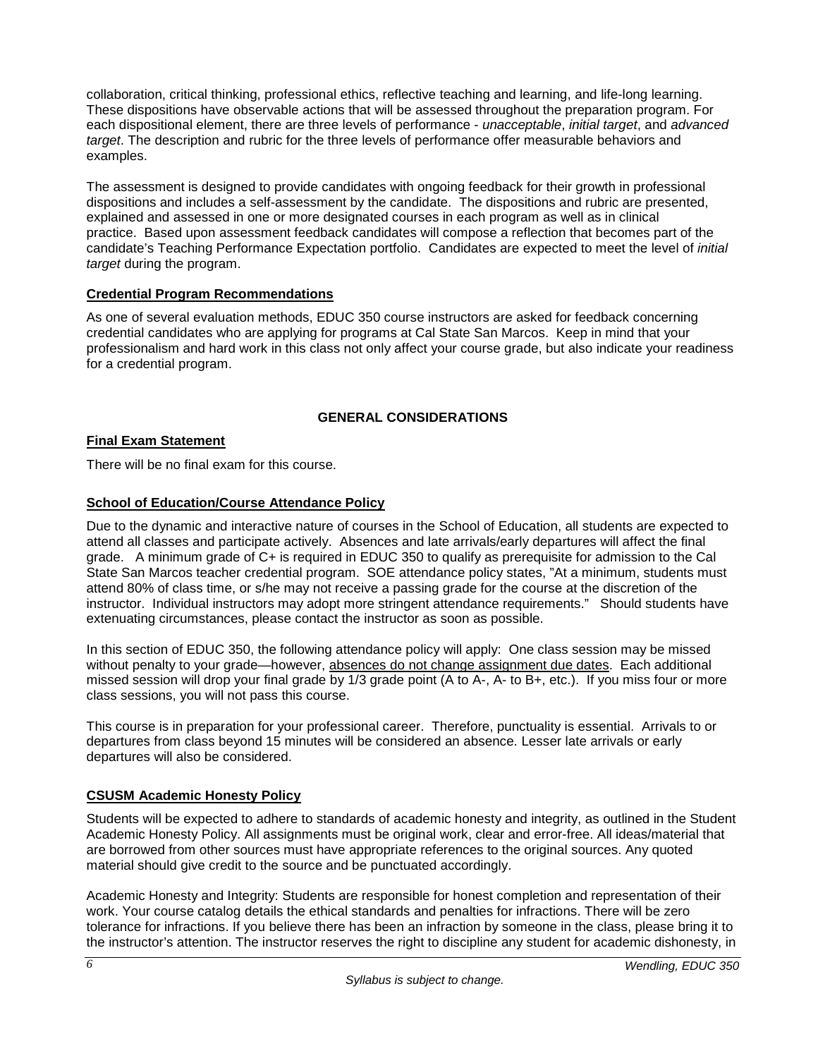collaboration, critical thinking, professional ethics, reflective teaching and learning, and life-long learning. These dispositions have observable actions that will be assessed throughout the preparation program. For each dispositional element, there are three levels of performance - *unacceptable*, *initial target*, and *advanced target*. The description and rubric for the three levels of performance offer measurable behaviors and examples.

The assessment is designed to provide candidates with ongoing feedback for their growth in professional dispositions and includes a self-assessment by the candidate. The dispositions and rubric are presented, explained and assessed in one or more designated courses in each program as well as in clinical practice. Based upon assessment feedback candidates will compose a reflection that becomes part of the candidate's Teaching Performance Expectation portfolio. Candidates are expected to meet the level of *initial target* during the program.

### Credential Program Recommendations

As one of several evaluation methods, EDUC 350 course instructors are asked for feedback concerning credential candidates who are applying for programs at Cal State San Marcos. Keep in mind that your professionalism and hard work in this class not only affect your course grade, but also indicate your readiness for a credential program.

## GENERAL CONSIDERATIONS

### Final Exam Statement

There will be no final exam for this course.

### School of Education/Course Attendance Policy

Due to the dynamic and interactive nature of courses in the School of Education, all students are expected to attend all classes and participate actively. Absences and late arrivals/early departures will affect the final grade. A minimum grade of C+ is required in EDUC 350 to qualify as prerequisite for admission to the Cal State San Marcos teacher credential program. SOE attendance policy states, "At a minimum, students must attend 80% of class time, or s/he may not receive a passing grade for the course at the discretion of the instructor. Individual instructors may adopt more stringent attendance requirements." Should students have extenuating circumstances, please contact the instructor as soon as possible.

In this section of EDUC 350, the following attendance policy will apply: One class session may be missed without penalty to your grade—however, absences do not change assignment due dates. Each additional missed session will drop your final grade by 1/3 grade point (A to A-, A- to B+, etc.). If you miss four or more class sessions, you will not pass this course.

This course is in preparation for your professional career. Therefore, punctuality is essential. Arrivals to or departures from class beyond 15 minutes will be considered an absence. Lesser late arrivals or early departures will also be considered.

### CSUSM Academic Honesty Policy

Students will be expected to adhere to standards of academic honesty and integrity, as outlined in the Student Academic Honesty Policy. All assignments must be original work, clear and error-free. All ideas/material that are borrowed from other sources must have appropriate references to the original sources. Any quoted material should give credit to the source and be punctuated accordingly.

Academic Honesty and Integrity: Students are responsible for honest completion and representation of their work. Your course catalog details the ethical standards and penalties for infractions. There will be zero tolerance for infractions. If you believe there has been an infraction by someone in the class, please bring it to the instructor's attention. The instructor reserves the right to discipline any student for academic dishonesty, in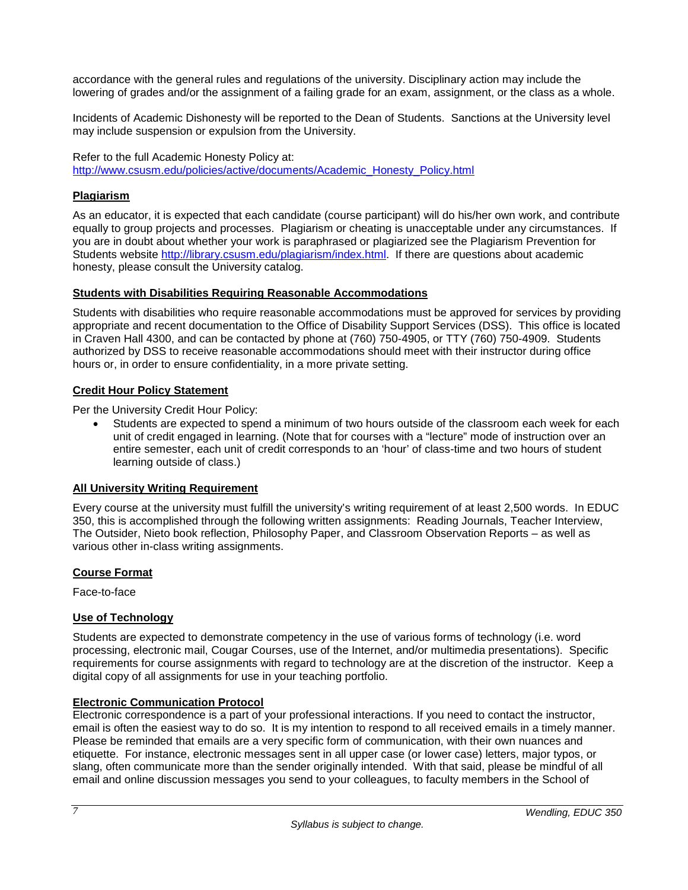accordance with the general rules and regulations of the university. Disciplinary action may include the lowering of grades and/or the assignment of a failing grade for an exam, assignment, or the class as a whole.

Incidents of Academic Dishonesty will be reported to the Dean of Students. Sanctions at the University level may include suspension or expulsion from the University.

Refer to the full Academic Honesty Policy at: http://www.csusm.edu/policies/active/documents/Academic_Honesty_Policy.html

## Plagiarism

As an educator, it is expected that each candidate (course participant) will do his/her own work, and contribute equally to group projects and processes. Plagiarism or cheating is unacceptable under any circumstances. If you are in doubt about whether your work is paraphrased or plagiarized see the Plagiarism Prevention for Students website http://library.csusm.edu/plagiarism/index.html. If there are questions about academic honesty, please consult the University catalog.

## Students with Disabilities Requiring Reasonable Accommodations

Students with disabilities who require reasonable accommodations must be approved for services by providing appropriate and recent documentation to the Office of Disability Support Services (DSS). This office is located in Craven Hall 4300, and can be contacted by phone at (760) 750-4905, or TTY (760) 750-4909. Students authorized by DSS to receive reasonable accommodations should meet with their instructor during office hours or, in order to ensure confidentiality, in a more private setting.

## Credit Hour Policy Statement

Per the University Credit Hour Policy:

- Students are expected to spend a minimum of two hours outside of the classroom each week for each unit of credit engaged in learning. (Note that for courses with a "lecture" mode of instruction over an entire semester, each unit of credit corresponds to an 'hour' of class-time and two hours of student learning outside of class.)

## All University Writing Requirement

Every course at the university must fulfill the university's writing requirement of at least 2,500 words. In EDUC 350, this is accomplished through the following written assignments: Reading Journals, Teacher Interview, The Outsider, Nieto book reflection, Philosophy Paper, and Classroom Observation Reports – as well as various other in-class writing assignments.

## Course Format

Face-to-face

## Use of Technology

Students are expected to demonstrate competency in the use of various forms of technology (i.e. word processing, electronic mail, Cougar Courses, use of the Internet, and/or multimedia presentations). Specific requirements for course assignments with regard to technology are at the discretion of the instructor. Keep a digital copy of all assignments for use in your teaching portfolio.

## Electronic Communication Protocol

Electronic correspondence is a part of your professional interactions. If you need to contact the instructor, email is often the easiest way to do so. It is my intention to respond to all received emails in a timely manner. Please be reminded that emails are a very specific form of communication, with their own nuances and etiquette. For instance, electronic messages sent in all upper case (or lower case) letters, major typos, or slang, often communicate more than the sender originally intended. With that said, please be mindful of all email and online discussion messages you send to your colleagues, to faculty members in the School of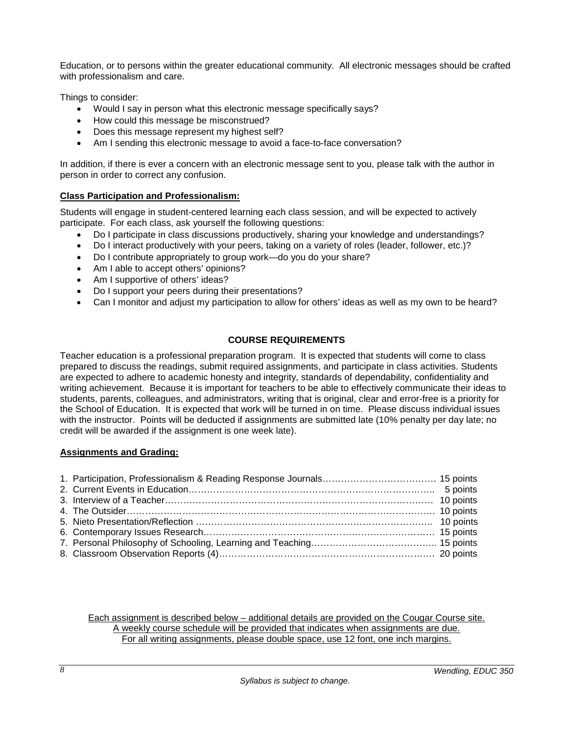Education, or to persons within the greater educational community. All electronic messages should be crafted with professionalism and care.

Things to consider:

- Would I say in person what this electronic message specifically says?
- How could this message be misconstrued?
- Does this message represent my highest self?
- Am I sending this electronic message to avoid a face-to-face conversation?

In addition, if there is ever a concern with an electronic message sent to you, please talk with the author in person in order to correct any confusion.

**Class Participation and Professionalism:**

Students will engage in student-centered learning each class session, and will be expected to actively participate. For each class, ask yourself the following questions:

- Do I participate in class discussions productively, sharing your knowledge and understandings?
- Do I interact productively with your peers, taking on a variety of roles (leader, follower, etc.)?
- Do I contribute appropriately to group work—do you do your share?
- Am I able to accept others' opinions?
- Am I supportive of others' ideas?
- Do I support your peers during their presentations?
- Can I monitor and adjust my participation to allow for others' ideas as well as my own to be heard?

## COURSE REQUIREMENTS

Teacher education is a professional preparation program. It is expected that students will come to class prepared to discuss the readings, submit required assignments, and participate in class activities. Students are expected to adhere to academic honesty and integrity, standards of dependability, confidentiality and writing achievement. Because it is important for teachers to be able to effectively communicate their ideas to students, parents, colleagues, and administrators, writing that is original, clear and error-free is a priority for the School of Education. It is expected that work will be turned in on time. Please discuss individual issues with the instructor. Points will be deducted if assignments are submitted late (10% penalty per day late; no credit will be awarded if the assignment is one week late).

**Assignments and Grading:**

1. Participation, Professionalism & Reading Response Journals………………………………. 15 points
2. Current Events in Education………………………………………………………………….. 5 points
3. Interview of a Teacher………………………………………………………………………… 10 points
4. The Outsider…………………………………………………………………………………… 10 points
5. Nieto Presentation/Reflection ……………………………………………………………….. 10 points
6. Contemporary Issues Research……………………………………………………………… 15 points
7. Personal Philosophy of Schooling, Learning and Teaching………………………………….. 15 points
8. Classroom Observation Reports (4)…………………………………………………………… 20 points

Each assignment is described below – additional details are provided on the Cougar Course site.
A weekly course schedule will be provided that indicates when assignments are due.
For all writing assignments, please double space, use 12 font, one inch margins.

*Syllabus is subject to change.*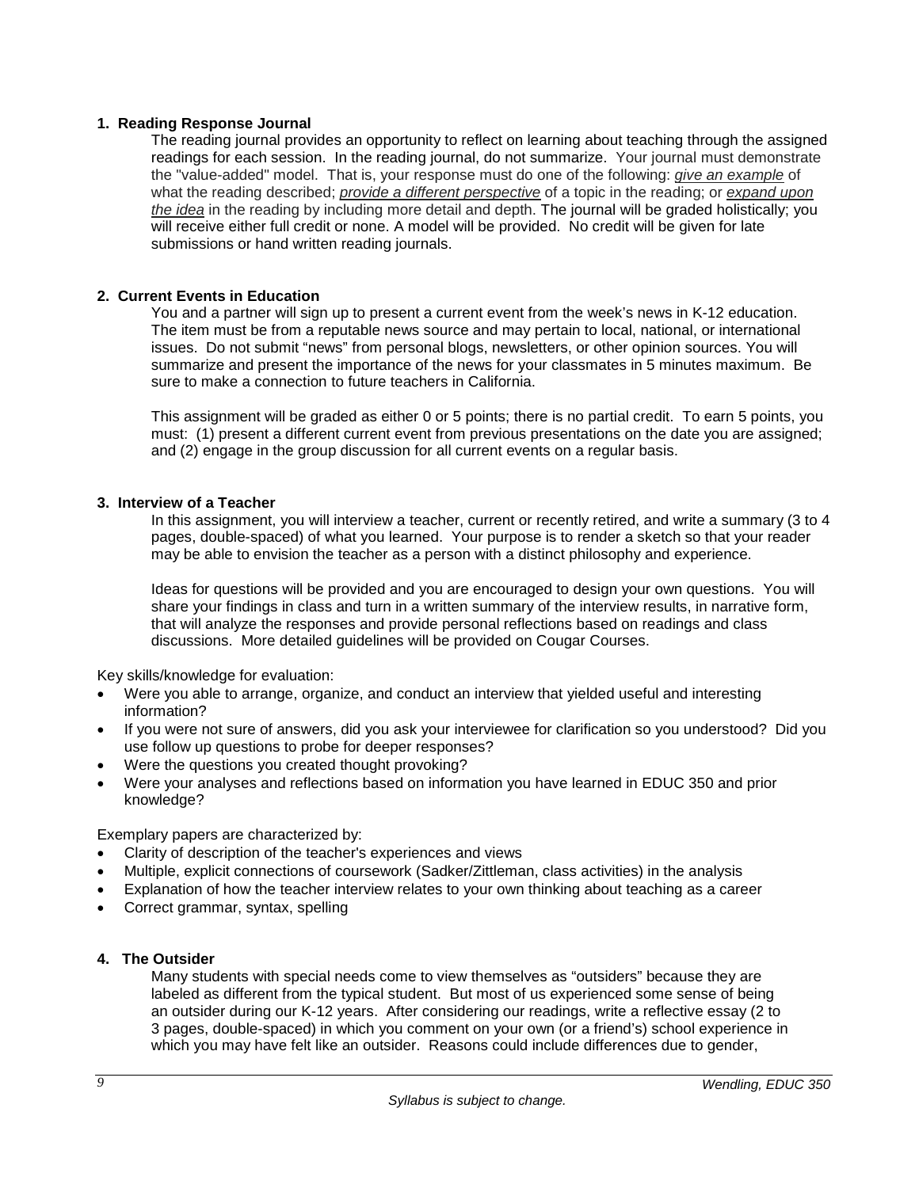### 1. Reading Response Journal

The reading journal provides an opportunity to reflect on learning about teaching through the assigned readings for each session. In the reading journal, do not summarize. Your journal must demonstrate the "value-added" model. That is, your response must do one of the following: *give an example* of what the reading described; *provide a different perspective* of a topic in the reading; or *expand upon the idea* in the reading by including more detail and depth. The journal will be graded holistically; you will receive either full credit or none. A model will be provided. No credit will be given for late submissions or hand written reading journals.

### 2. Current Events in Education

You and a partner will sign up to present a current event from the week's news in K-12 education. The item must be from a reputable news source and may pertain to local, national, or international issues. Do not submit "news" from personal blogs, newsletters, or other opinion sources. You will summarize and present the importance of the news for your classmates in 5 minutes maximum. Be sure to make a connection to future teachers in California.

This assignment will be graded as either 0 or 5 points; there is no partial credit. To earn 5 points, you must: (1) present a different current event from previous presentations on the date you are assigned; and (2) engage in the group discussion for all current events on a regular basis.

### 3. Interview of a Teacher

In this assignment, you will interview a teacher, current or recently retired, and write a summary (3 to 4 pages, double-spaced) of what you learned. Your purpose is to render a sketch so that your reader may be able to envision the teacher as a person with a distinct philosophy and experience.

Ideas for questions will be provided and you are encouraged to design your own questions. You will share your findings in class and turn in a written summary of the interview results, in narrative form, that will analyze the responses and provide personal reflections based on readings and class discussions. More detailed guidelines will be provided on Cougar Courses.

Key skills/knowledge for evaluation:

- Were you able to arrange, organize, and conduct an interview that yielded useful and interesting information?
- If you were not sure of answers, did you ask your interviewee for clarification so you understood? Did you use follow up questions to probe for deeper responses?
- Were the questions you created thought provoking?
- Were your analyses and reflections based on information you have learned in EDUC 350 and prior knowledge?

Exemplary papers are characterized by:

- Clarity of description of the teacher's experiences and views
- Multiple, explicit connections of coursework (Sadker/Zittleman, class activities) in the analysis
- Explanation of how the teacher interview relates to your own thinking about teaching as a career
- Correct grammar, syntax, spelling

### 4. The Outsider

Many students with special needs come to view themselves as "outsiders" because they are labeled as different from the typical student. But most of us experienced some sense of being an outsider during our K-12 years. After considering our readings, write a reflective essay (2 to 3 pages, double-spaced) in which you comment on your own (or a friend's) school experience in which you may have felt like an outsider. Reasons could include differences due to gender,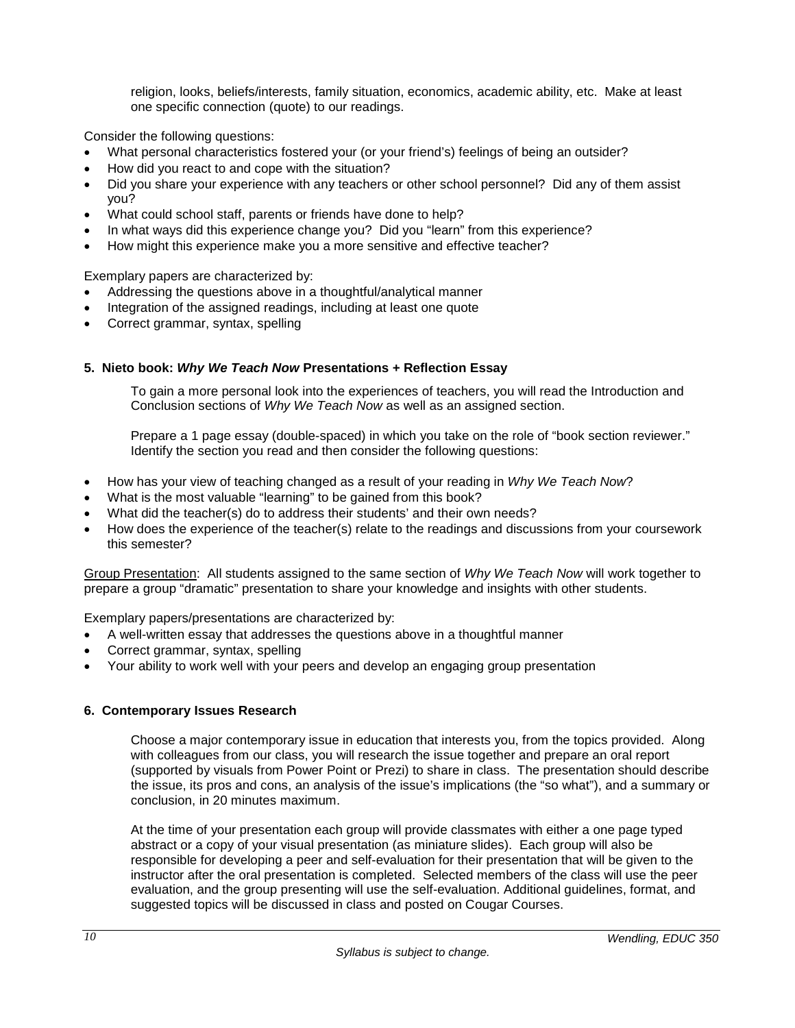religion, looks, beliefs/interests, family situation, economics, academic ability, etc. Make at least one specific connection (quote) to our readings.

Consider the following questions:

- What personal characteristics fostered your (or your friend's) feelings of being an outsider?
- How did you react to and cope with the situation?
- Did you share your experience with any teachers or other school personnel? Did any of them assist you?
- What could school staff, parents or friends have done to help?
- In what ways did this experience change you? Did you "learn" from this experience?
- How might this experience make you a more sensitive and effective teacher?

Exemplary papers are characterized by:

- Addressing the questions above in a thoughtful/analytical manner
- Integration of the assigned readings, including at least one quote
- Correct grammar, syntax, spelling

### 5. Nieto book: *Why We Teach Now* Presentations + Reflection Essay

To gain a more personal look into the experiences of teachers, you will read the Introduction and Conclusion sections of *Why We Teach Now* as well as an assigned section.

Prepare a 1 page essay (double-spaced) in which you take on the role of "book section reviewer." Identify the section you read and then consider the following questions:

- How has your view of teaching changed as a result of your reading in *Why We Teach Now*?
- What is the most valuable "learning" to be gained from this book?
- What did the teacher(s) do to address their students' and their own needs?
- How does the experience of the teacher(s) relate to the readings and discussions from your coursework this semester?

<u>Group Presentation</u>: All students assigned to the same section of *Why We Teach Now* will work together to prepare a group "dramatic" presentation to share your knowledge and insights with other students.

Exemplary papers/presentations are characterized by:

- A well-written essay that addresses the questions above in a thoughtful manner
- Correct grammar, syntax, spelling
- Your ability to work well with your peers and develop an engaging group presentation

### 6. Contemporary Issues Research

Choose a major contemporary issue in education that interests you, from the topics provided. Along with colleagues from our class, you will research the issue together and prepare an oral report (supported by visuals from Power Point or Prezi) to share in class. The presentation should describe the issue, its pros and cons, an analysis of the issue's implications (the "so what"), and a summary or conclusion, in 20 minutes maximum.

At the time of your presentation each group will provide classmates with either a one page typed abstract or a copy of your visual presentation (as miniature slides). Each group will also be responsible for developing a peer and self-evaluation for their presentation that will be given to the instructor after the oral presentation is completed. Selected members of the class will use the peer evaluation, and the group presenting will use the self-evaluation. Additional guidelines, format, and suggested topics will be discussed in class and posted on Cougar Courses.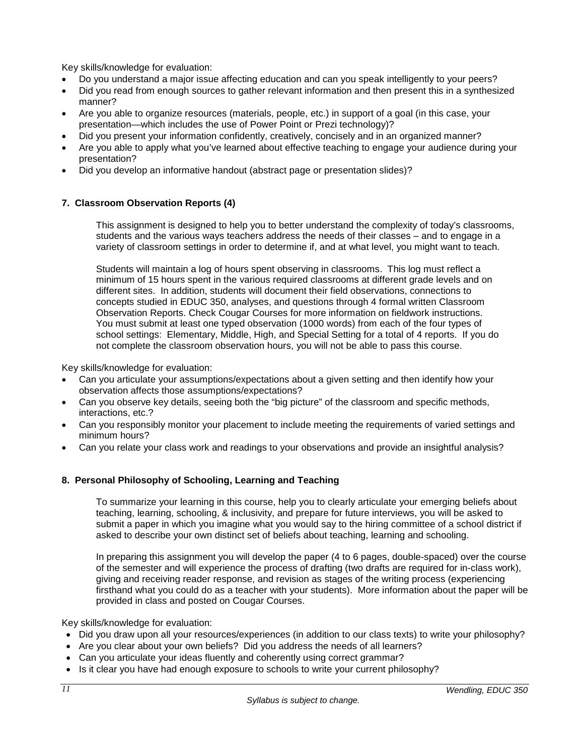Key skills/knowledge for evaluation:

- Do you understand a major issue affecting education and can you speak intelligently to your peers?
- Did you read from enough sources to gather relevant information and then present this in a synthesized manner?
- Are you able to organize resources (materials, people, etc.) in support of a goal (in this case, your presentation—which includes the use of Power Point or Prezi technology)?
- Did you present your information confidently, creatively, concisely and in an organized manner?
- Are you able to apply what you've learned about effective teaching to engage your audience during your presentation?
- Did you develop an informative handout (abstract page or presentation slides)?

### 7. Classroom Observation Reports (4)

This assignment is designed to help you to better understand the complexity of today's classrooms, students and the various ways teachers address the needs of their classes – and to engage in a variety of classroom settings in order to determine if, and at what level, you might want to teach.

Students will maintain a log of hours spent observing in classrooms. This log must reflect a minimum of 15 hours spent in the various required classrooms at different grade levels and on different sites. In addition, students will document their field observations, connections to concepts studied in EDUC 350, analyses, and questions through 4 formal written Classroom Observation Reports. Check Cougar Courses for more information on fieldwork instructions. You must submit at least one typed observation (1000 words) from each of the four types of school settings: Elementary, Middle, High, and Special Setting for a total of 4 reports. If you do not complete the classroom observation hours, you will not be able to pass this course.

Key skills/knowledge for evaluation:

- Can you articulate your assumptions/expectations about a given setting and then identify how your observation affects those assumptions/expectations?
- Can you observe key details, seeing both the "big picture" of the classroom and specific methods, interactions, etc.?
- Can you responsibly monitor your placement to include meeting the requirements of varied settings and minimum hours?
- Can you relate your class work and readings to your observations and provide an insightful analysis?

### 8. Personal Philosophy of Schooling, Learning and Teaching

To summarize your learning in this course, help you to clearly articulate your emerging beliefs about teaching, learning, schooling, & inclusivity, and prepare for future interviews, you will be asked to submit a paper in which you imagine what you would say to the hiring committee of a school district if asked to describe your own distinct set of beliefs about teaching, learning and schooling.

In preparing this assignment you will develop the paper (4 to 6 pages, double-spaced) over the course of the semester and will experience the process of drafting (two drafts are required for in-class work), giving and receiving reader response, and revision as stages of the writing process (experiencing firsthand what you could do as a teacher with your students). More information about the paper will be provided in class and posted on Cougar Courses.

Key skills/knowledge for evaluation:

- Did you draw upon all your resources/experiences (in addition to our class texts) to write your philosophy?
- Are you clear about your own beliefs? Did you address the needs of all learners?
- Can you articulate your ideas fluently and coherently using correct grammar?
- Is it clear you have had enough exposure to schools to write your current philosophy?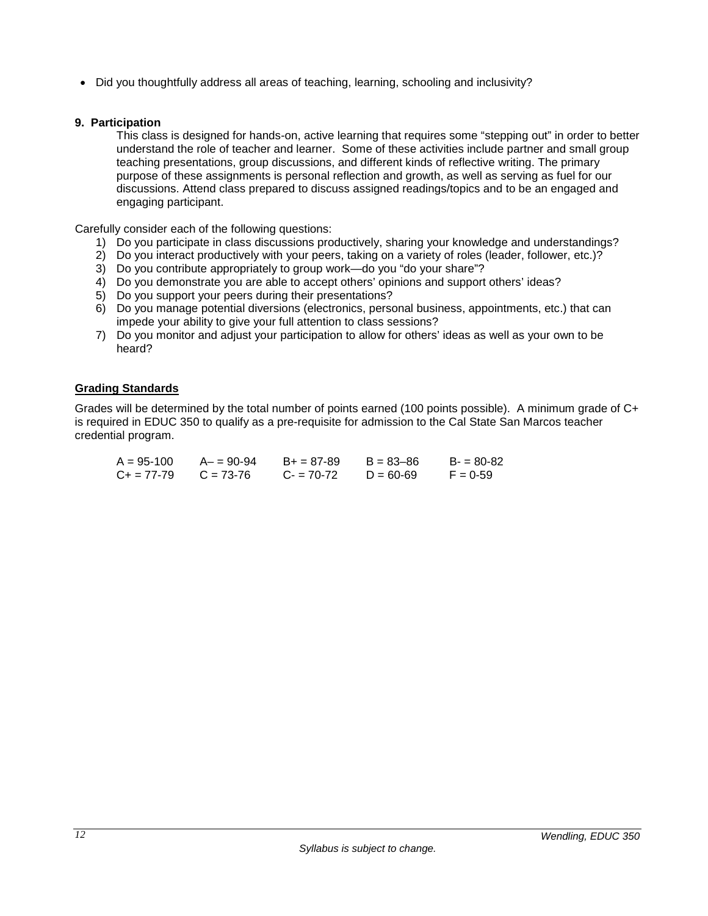- Did you thoughtfully address all areas of teaching, learning, schooling and inclusivity?

**9. Participation**

This class is designed for hands-on, active learning that requires some "stepping out" in order to better understand the role of teacher and learner. Some of these activities include partner and small group teaching presentations, group discussions, and different kinds of reflective writing. The primary purpose of these assignments is personal reflection and growth, as well as serving as fuel for our discussions. Attend class prepared to discuss assigned readings/topics and to be an engaged and engaging participant.

Carefully consider each of the following questions:

1) Do you participate in class discussions productively, sharing your knowledge and understandings?
2) Do you interact productively with your peers, taking on a variety of roles (leader, follower, etc.)?
3) Do you contribute appropriately to group work—do you "do your share"?
4) Do you demonstrate you are able to accept others' opinions and support others' ideas?
5) Do you support your peers during their presentations?
6) Do you manage potential diversions (electronics, personal business, appointments, etc.) that can impede your ability to give your full attention to class sessions?
7) Do you monitor and adjust your participation to allow for others' ideas as well as your own to be heard?

## Grading Standards

Grades will be determined by the total number of points earned (100 points possible). A minimum grade of C+ is required in EDUC 350 to qualify as a pre-requisite for admission to the Cal State San Marcos teacher credential program.

| | | | | |
|---|---|---|---|---|
| A = 95-100 | A– = 90-94 | B+ = 87-89 | B = 83–86 | B- = 80-82 |
| C+ = 77-79 | C = 73-76 | C- = 70-72 | D = 60-69 | F = 0-59 |

*Syllabus is subject to change.*